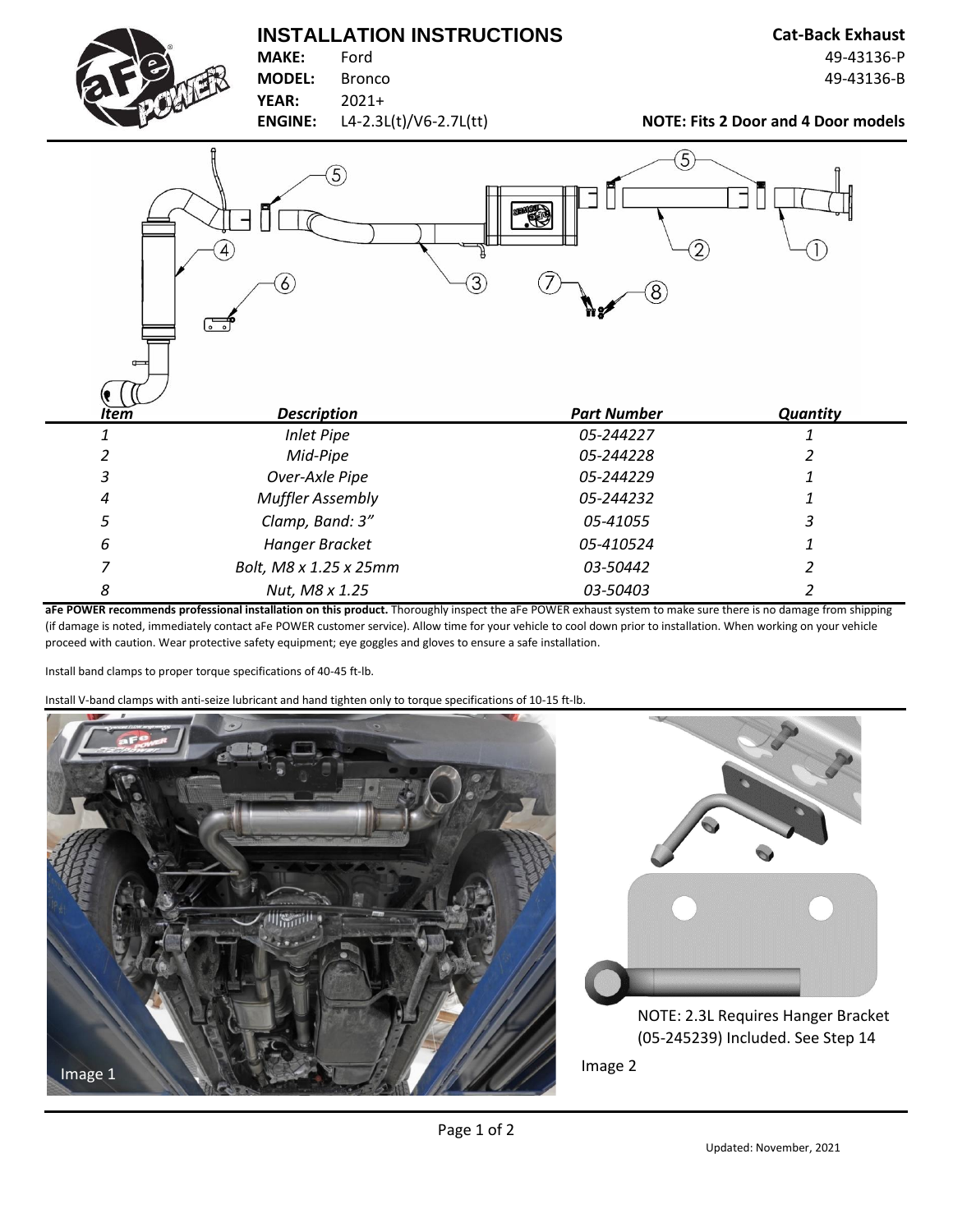# INSTALLATION INSTRUCTIONS

**Cat-Back Exhaust**

49-43136-P
49-43136-B

**MAKE:** Ford
**MODEL:** Bronco
**YEAR:** 2021+
**ENGINE:** L4-2.3L(t)/V6-2.7L(tt)

**NOTE: Fits 2 Door and 4 Door models**

| *Item* | *Description* | *Part Number* | *Quantity* |
|---|---|---|---|
| *1* | *Inlet Pipe* | *05-244227* | *1* |
| *2* | *Mid-Pipe* | *05-244228* | *2* |
| *3* | *Over-Axle Pipe* | *05-244229* | *1* |
| *4* | *Muffler Assembly* | *05-244232* | *1* |
| *5* | *Clamp, Band: 3"* | *05-41055* | *3* |
| *6* | *Hanger Bracket* | *05-410524* | *1* |
| *7* | *Bolt, M8 x 1.25 x 25mm* | *03-50442* | *2* |
| *8* | *Nut, M8 x 1.25* | *03-50403* | *2* |

**aFe POWER recommends professional installation on this product.** Thoroughly inspect the aFe POWER exhaust system to make sure there is no damage from shipping (if damage is noted, immediately contact aFe POWER customer service). Allow time for your vehicle to cool down prior to installation. When working on your vehicle proceed with caution. Wear protective safety equipment; eye goggles and gloves to ensure a safe installation.

Install band clamps to proper torque specifications of 40-45 ft-lb.

Install V-band clamps with anti-seize lubricant and hand tighten only to torque specifications of 10-15 ft-lb.

Image 1

NOTE: 2.3L Requires Hanger Bracket (05-245239) Included. See Step 14

Image 2

Updated: November, 2021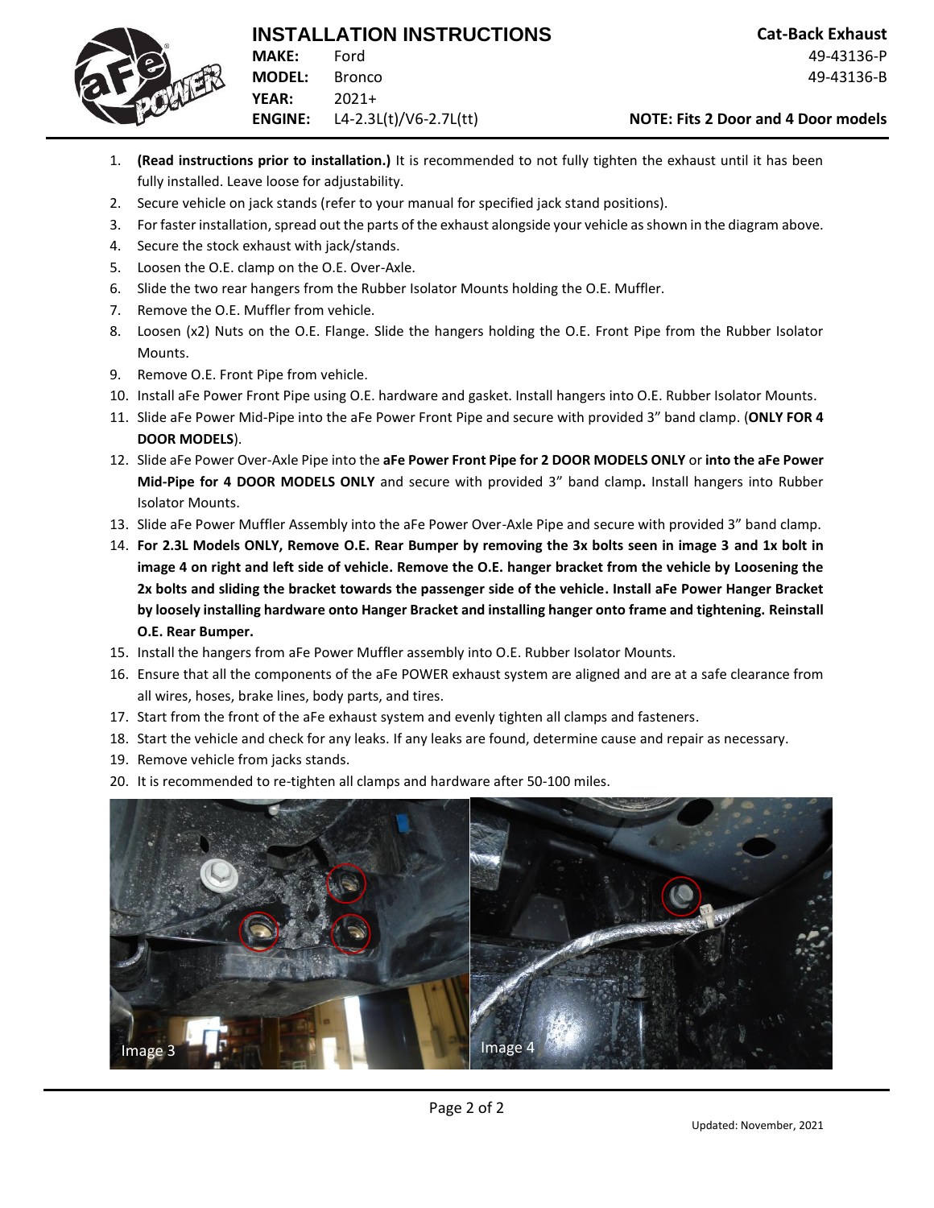# INSTALLATION INSTRUCTIONS

**Cat-Back Exhaust**

**MAKE:** Ford
**MODEL:** Bronco
**YEAR:** 2021+
**ENGINE:** L4-2.3L(t)/V6-2.7L(tt)

49-43136-P
49-43136-B

**NOTE: Fits 2 Door and 4 Door models**

1. **(Read instructions prior to installation.)** It is recommended to not fully tighten the exhaust until it has been fully installed. Leave loose for adjustability.
2. Secure vehicle on jack stands (refer to your manual for specified jack stand positions).
3. For faster installation, spread out the parts of the exhaust alongside your vehicle as shown in the diagram above.
4. Secure the stock exhaust with jack/stands.
5. Loosen the O.E. clamp on the O.E. Over-Axle.
6. Slide the two rear hangers from the Rubber Isolator Mounts holding the O.E. Muffler.
7. Remove the O.E. Muffler from vehicle.
8. Loosen (x2) Nuts on the O.E. Flange. Slide the hangers holding the O.E. Front Pipe from the Rubber Isolator Mounts.
9. Remove O.E. Front Pipe from vehicle.
10. Install aFe Power Front Pipe using O.E. hardware and gasket. Install hangers into O.E. Rubber Isolator Mounts.
11. Slide aFe Power Mid-Pipe into the aFe Power Front Pipe and secure with provided 3" band clamp. (**ONLY FOR 4 DOOR MODELS**).
12. Slide aFe Power Over-Axle Pipe into the **aFe Power Front Pipe for 2 DOOR MODELS ONLY** or **into the aFe Power Mid-Pipe for 4 DOOR MODELS ONLY** and secure with provided 3" band clamp**.** Install hangers into Rubber Isolator Mounts.
13. Slide aFe Power Muffler Assembly into the aFe Power Over-Axle Pipe and secure with provided 3" band clamp.
14. **For 2.3L Models ONLY, Remove O.E. Rear Bumper by removing the 3x bolts seen in image 3 and 1x bolt in image 4 on right and left side of vehicle. Remove the O.E. hanger bracket from the vehicle by Loosening the 2x bolts and sliding the bracket towards the passenger side of the vehicle. Install aFe Power Hanger Bracket by loosely installing hardware onto Hanger Bracket and installing hanger onto frame and tightening. Reinstall O.E. Rear Bumper.**
15. Install the hangers from aFe Power Muffler assembly into O.E. Rubber Isolator Mounts.
16. Ensure that all the components of the aFe POWER exhaust system are aligned and are at a safe clearance from all wires, hoses, brake lines, body parts, and tires.
17. Start from the front of the aFe exhaust system and evenly tighten all clamps and fasteners.
18. Start the vehicle and check for any leaks. If any leaks are found, determine cause and repair as necessary.
19. Remove vehicle from jacks stands.
20. It is recommended to re-tighten all clamps and hardware after 50-100 miles.

Image 3

Image 4

Updated: November, 2021